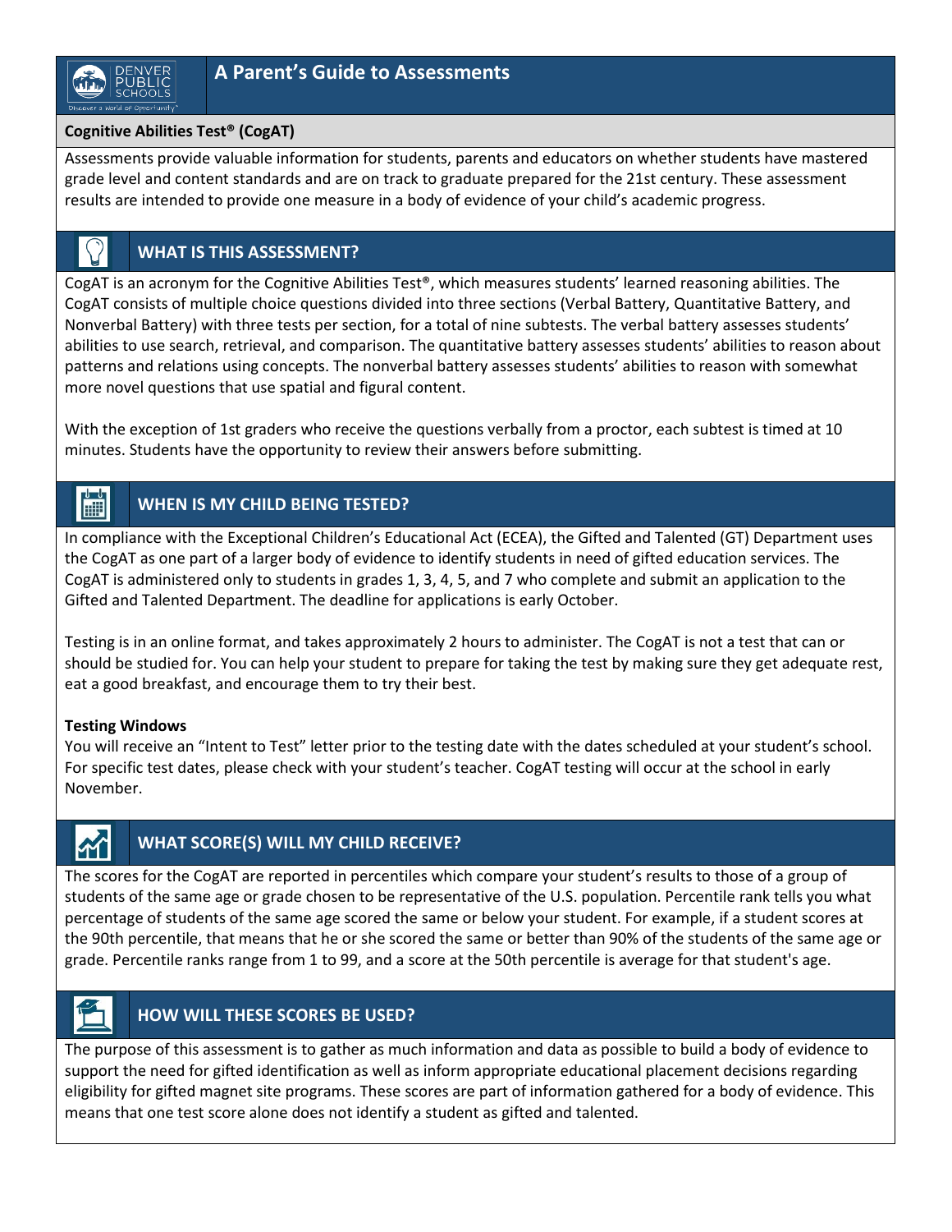# A Parent's Guide to Assessments

**Cognitive Abilities Test® (CogAT)**

Assessments provide valuable information for students, parents and educators on whether students have mastered grade level and content standards and are on track to graduate prepared for the 21st century. These assessment results are intended to provide one measure in a body of evidence of your child's academic progress.

## WHAT IS THIS ASSESSMENT?

CogAT is an acronym for the Cognitive Abilities Test®, which measures students' learned reasoning abilities. The CogAT consists of multiple choice questions divided into three sections (Verbal Battery, Quantitative Battery, and Nonverbal Battery) with three tests per section, for a total of nine subtests. The verbal battery assesses students' abilities to use search, retrieval, and comparison. The quantitative battery assesses students' abilities to reason about patterns and relations using concepts. The nonverbal battery assesses students' abilities to reason with somewhat more novel questions that use spatial and figural content.

With the exception of 1st graders who receive the questions verbally from a proctor, each subtest is timed at 10 minutes. Students have the opportunity to review their answers before submitting.

## WHEN IS MY CHILD BEING TESTED?

In compliance with the Exceptional Children's Educational Act (ECEA), the Gifted and Talented (GT) Department uses the CogAT as one part of a larger body of evidence to identify students in need of gifted education services. The CogAT is administered only to students in grades 1, 3, 4, 5, and 7 who complete and submit an application to the Gifted and Talented Department. The deadline for applications is early October.

Testing is in an online format, and takes approximately 2 hours to administer. The CogAT is not a test that can or should be studied for. You can help your student to prepare for taking the test by making sure they get adequate rest, eat a good breakfast, and encourage them to try their best.

**Testing Windows**

You will receive an "Intent to Test" letter prior to the testing date with the dates scheduled at your student's school. For specific test dates, please check with your student's teacher. CogAT testing will occur at the school in early November.

## WHAT SCORE(S) WILL MY CHILD RECEIVE?

The scores for the CogAT are reported in percentiles which compare your student's results to those of a group of students of the same age or grade chosen to be representative of the U.S. population. Percentile rank tells you what percentage of students of the same age scored the same or below your student. For example, if a student scores at the 90th percentile, that means that he or she scored the same or better than 90% of the students of the same age or grade. Percentile ranks range from 1 to 99, and a score at the 50th percentile is average for that student's age.

## HOW WILL THESE SCORES BE USED?

The purpose of this assessment is to gather as much information and data as possible to build a body of evidence to support the need for gifted identification as well as inform appropriate educational placement decisions regarding eligibility for gifted magnet site programs. These scores are part of information gathered for a body of evidence. This means that one test score alone does not identify a student as gifted and talented.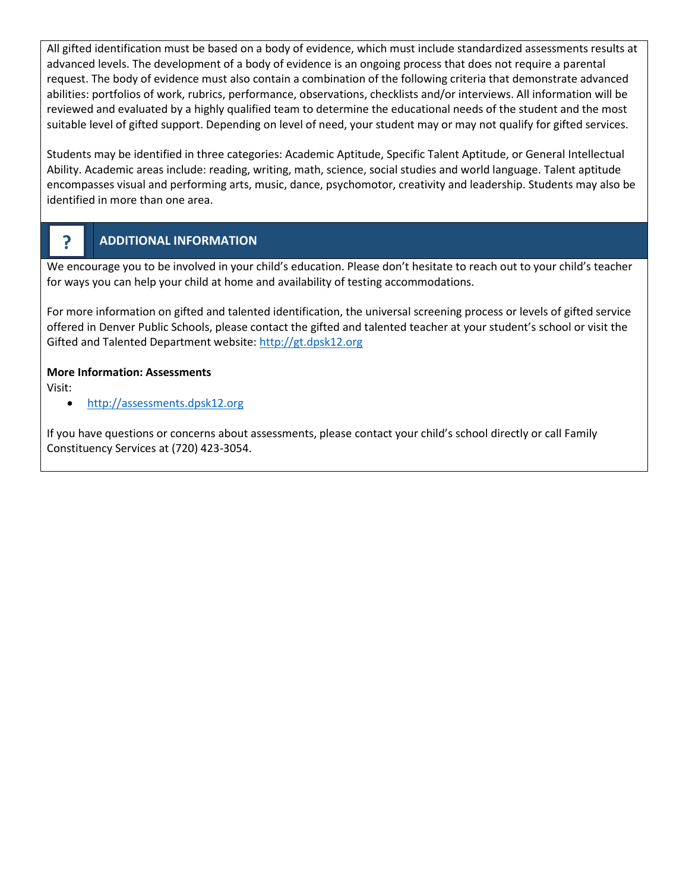All gifted identification must be based on a body of evidence, which must include standardized assessments results at advanced levels. The development of a body of evidence is an ongoing process that does not require a parental request. The body of evidence must also contain a combination of the following criteria that demonstrate advanced abilities: portfolios of work, rubrics, performance, observations, checklists and/or interviews. All information will be reviewed and evaluated by a highly qualified team to determine the educational needs of the student and the most suitable level of gifted support. Depending on level of need, your student may or may not qualify for gifted services.

Students may be identified in three categories: Academic Aptitude, Specific Talent Aptitude, or General Intellectual Ability. Academic areas include: reading, writing, math, science, social studies and world language. Talent aptitude encompasses visual and performing arts, music, dance, psychomotor, creativity and leadership. Students may also be identified in more than one area.

## ? ADDITIONAL INFORMATION

We encourage you to be involved in your child's education. Please don't hesitate to reach out to your child's teacher for ways you can help your child at home and availability of testing accommodations.

For more information on gifted and talented identification, the universal screening process or levels of gifted service offered in Denver Public Schools, please contact the gifted and talented teacher at your student's school or visit the Gifted and Talented Department website: http://gt.dpsk12.org

**More Information: Assessments**

Visit:

- http://assessments.dpsk12.org

If you have questions or concerns about assessments, please contact your child's school directly or call Family Constituency Services at (720) 423-3054.